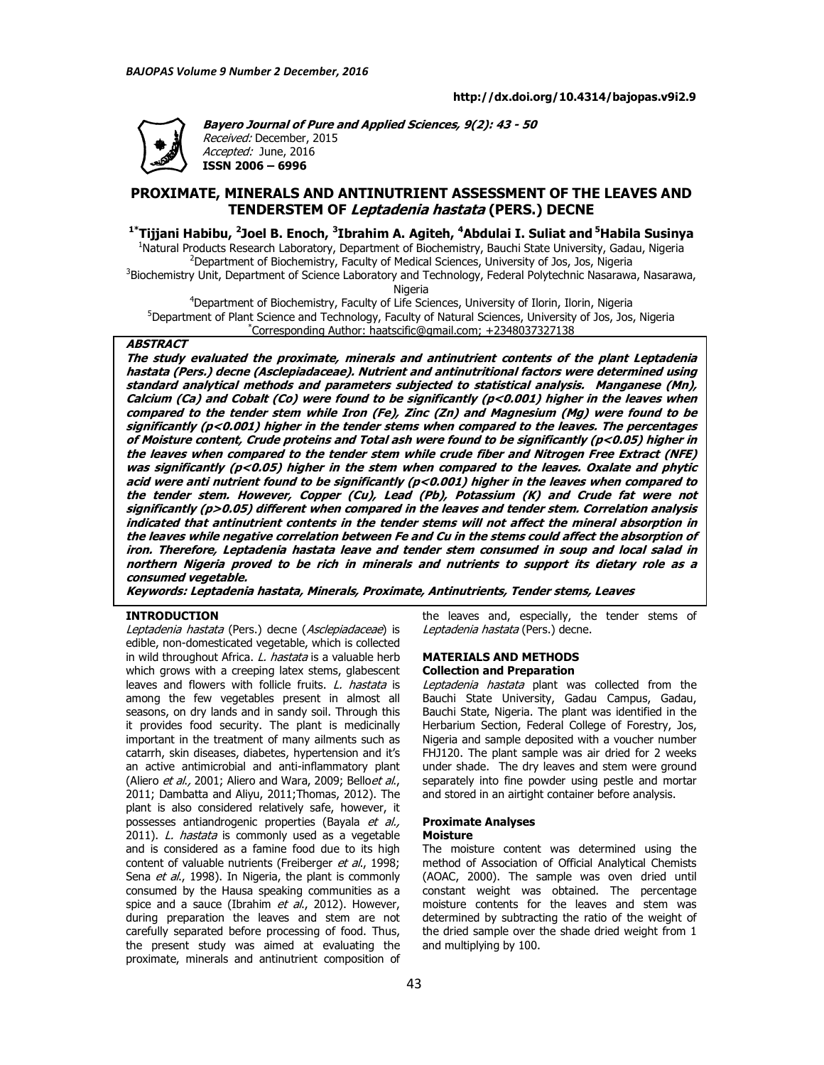http://dx.doi.org/10.4314/bajopas.v9i2.9

***Bayero Journal of Pure and Applied Sciences, 9(2): 43 - 50***
*Received:* December, 2015
*Accepted:* June, 2016
**ISSN 2006 – 6996**

# PROXIMATE, MINERALS AND ANTINUTRIENT ASSESSMENT OF THE LEAVES AND TENDERSTEM OF *Leptadenia hastata* (PERS.) DECNE

**[1*]Tijjani Habibu, [2]Joel B. Enoch, [3]Ibrahim A. Agiteh, [4]Abdulai I. Suliat and [5]Habila Susinya**

[1]Natural Products Research Laboratory, Department of Biochemistry, Bauchi State University, Gadau, Nigeria
[2]Department of Biochemistry, Faculty of Medical Sciences, University of Jos, Jos, Nigeria
[3]Biochemistry Unit, Department of Science Laboratory and Technology, Federal Polytechnic Nasarawa, Nasarawa, Nigeria
[4]Department of Biochemistry, Faculty of Life Sciences, University of Ilorin, Ilorin, Nigeria
[5]Department of Plant Science and Technology, Faculty of Natural Sciences, University of Jos, Jos, Nigeria
[*]Corresponding Author: haatscific@gmail.com; +2348037327138

## ABSTRACT

***The study evaluated the proximate, minerals and antinutrient contents of the plant Leptadenia hastata (Pers.) decne (Asclepiadaceae). Nutrient and antinutritional factors were determined using standard analytical methods and parameters subjected to statistical analysis. Manganese (Mn), Calcium (Ca) and Cobalt (Co) were found to be significantly (p<0.001) higher in the leaves when compared to the tender stem while Iron (Fe), Zinc (Zn) and Magnesium (Mg) were found to be significantly (p<0.001) higher in the tender stems when compared to the leaves. The percentages of Moisture content, Crude proteins and Total ash were found to be significantly (p<0.05) higher in the leaves when compared to the tender stem while crude fiber and Nitrogen Free Extract (NFE) was significantly (p<0.05) higher in the stem when compared to the leaves. Oxalate and phytic acid were anti nutrient found to be significantly (p<0.001) higher in the leaves when compared to the tender stem. However, Copper (Cu), Lead (Pb), Potassium (K) and Crude fat were not significantly (p>0.05) different when compared in the leaves and tender stem. Correlation analysis indicated that antinutrient contents in the tender stems will not affect the mineral absorption in the leaves while negative correlation between Fe and Cu in the stems could affect the absorption of iron. Therefore, Leptadenia hastata leave and tender stem consumed in soup and local salad in northern Nigeria proved to be rich in minerals and nutrients to support its dietary role as a consumed vegetable.***

***Keywords: Leptadenia hastata, Minerals, Proximate, Antinutrients, Tender stems, Leaves***

## INTRODUCTION

*Leptadenia hastata* (Pers.) decne (*Asclepiadaceae*) is edible, non-domesticated vegetable, which is collected in wild throughout Africa. *L. hastata* is a valuable herb which grows with a creeping latex stems, glabescent leaves and flowers with follicle fruits. *L. hastata* is among the few vegetables present in almost all seasons, on dry lands and in sandy soil. Through this it provides food security. The plant is medicinally important in the treatment of many ailments such as catarrh, skin diseases, diabetes, hypertension and it's an active antimicrobial and anti-inflammatory plant (Aliero *et al.,* 2001; Aliero and Wara, 2009; Bello*et al*., 2011; Dambatta and Aliyu, 2011;Thomas, 2012). The plant is also considered relatively safe, however, it possesses antiandrogenic properties (Bayala *et al.,* 2011). *L. hastata* is commonly used as a vegetable and is considered as a famine food due to its high content of valuable nutrients (Freiberger *et al*., 1998; Sena *et al*., 1998). In Nigeria, the plant is commonly consumed by the Hausa speaking communities as a spice and a sauce (Ibrahim *et al*., 2012). However, during preparation the leaves and stem are not carefully separated before processing of food. Thus, the present study was aimed at evaluating the proximate, minerals and antinutrient composition of the leaves and, especially, the tender stems of *Leptadenia hastata* (Pers.) decne.

## MATERIALS AND METHODS

### Collection and Preparation

*Leptadenia hastata* plant was collected from the Bauchi State University, Gadau Campus, Gadau, Bauchi State, Nigeria. The plant was identified in the Herbarium Section, Federal College of Forestry, Jos, Nigeria and sample deposited with a voucher number FHJ120. The plant sample was air dried for 2 weeks under shade. The dry leaves and stem were ground separately into fine powder using pestle and mortar and stored in an airtight container before analysis.

### Proximate Analyses

#### Moisture

The moisture content was determined using the method of Association of Official Analytical Chemists (AOAC, 2000). The sample was oven dried until constant weight was obtained. The percentage moisture contents for the leaves and stem was determined by subtracting the ratio of the weight of the dried sample over the shade dried weight from 1 and multiplying by 100.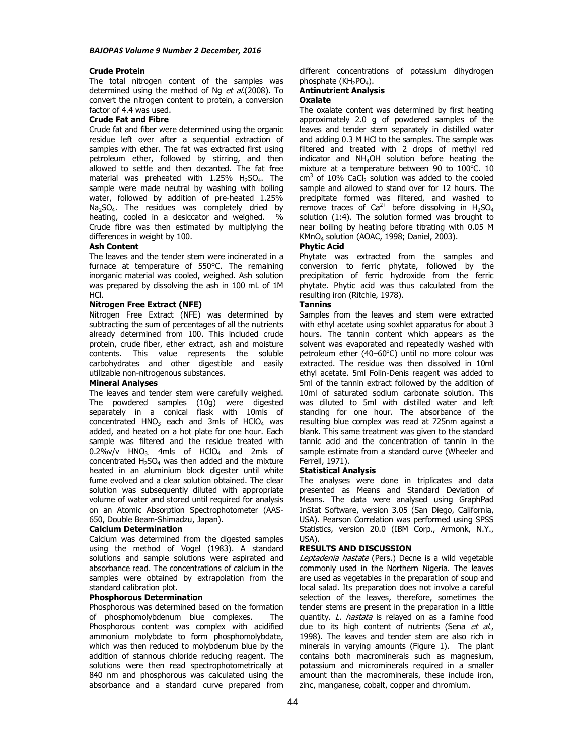**Crude Protein**

The total nitrogen content of the samples was determined using the method of Ng *et al.*(2008). To convert the nitrogen content to protein, a conversion factor of 4.4 was used.

**Crude Fat and Fibre**

Crude fat and fiber were determined using the organic residue left over after a sequential extraction of samples with ether. The fat was extracted first using petroleum ether, followed by stirring, and then allowed to settle and then decanted. The fat free material was preheated with 1.25% $H_2SO_4$. The sample were made neutral by washing with boiling water, followed by addition of pre-heated 1.25% $Na_2SO_4$. The residues was completely dried by heating, cooled in a desiccator and weighed. % Crude fibre was then estimated by multiplying the differences in weight by 100.

**Ash Content**

The leaves and the tender stem were incinerated in a furnace at temperature of 550°C. The remaining inorganic material was cooled, weighed. Ash solution was prepared by dissolving the ash in 100 mL of 1M HCl.

**Nitrogen Free Extract (NFE)**

Nitrogen Free Extract (NFE) was determined by subtracting the sum of percentages of all the nutrients already determined from 100. This included crude protein, crude fiber, ether extract, ash and moisture contents. This value represents the soluble carbohydrates and other digestible and easily utilizable non-nitrogenous substances.

**Mineral Analyses**

The leaves and tender stem were carefully weighed. The powdered samples (10g) were digested separately in a conical flask with 10mls of concentrated $HNO_3$ each and 3mls of $HClO_4$ was added, and heated on a hot plate for one hour. Each sample was filtered and the residue treated with 0.2%v/v $HNO_3$, 4mls of $HClO_4$ and 2mls of concentrated $H_2SO_4$ was then added and the mixture heated in an aluminium block digester until white fume evolved and a clear solution obtained. The clear solution was subsequently diluted with appropriate volume of water and stored until required for analysis on an Atomic Absorption Spectrophotometer (AAS-650, Double Beam-Shimadzu, Japan).

**Calcium Determination**

Calcium was determined from the digested samples using the method of Vogel (1983). A standard solutions and sample solutions were aspirated and absorbance read. The concentrations of calcium in the samples were obtained by extrapolation from the standard calibration plot.

**Phosphorous Determination**

Phosphorous was determined based on the formation of phosphomolybdenum blue complexes. The Phosphorous content was complex with acidified ammonium molybdate to form phosphomolybdate, which was then reduced to molybdenum blue by the addition of stannous chloride reducing reagent. The solutions were then read spectrophotometrically at 840 nm and phosphorous was calculated using the absorbance and a standard curve prepared from different concentrations of potassium dihydrogen phosphate ($KH_2PO_4$).

**Antinutrient Analysis**

**Oxalate**

The oxalate content was determined by first heating approximately 2.0 g of powdered samples of the leaves and tender stem separately in distilled water and adding 0.3 M HCl to the samples. The sample was filtered and treated with 2 drops of methyl red indicator and $NH_4OH$ solution before heating the mixture at a temperature between 90 to 100°C. 10 $cm^3$ of 10% $CaCl_2$ solution was added to the cooled sample and allowed to stand over for 12 hours. The precipitate formed was filtered, and washed to remove traces of $Ca^{2+}$ before dissolving in $H_2SO_4$ solution (1:4). The solution formed was brought to near boiling by heating before titrating with 0.05 M $KMnO_4$ solution (AOAC, 1998; Daniel, 2003).

**Phytic Acid**

Phytate was extracted from the samples and conversion to ferric phytate, followed by the precipitation of ferric hydroxide from the ferric phytate. Phytic acid was thus calculated from the resulting iron (Ritchie, 1978).

**Tannins**

Samples from the leaves and stem were extracted with ethyl acetate using soxhlet apparatus for about 3 hours. The tannin content which appears as the solvent was evaporated and repeatedly washed with petroleum ether (40–60°C) until no more colour was extracted. The residue was then dissolved in 10ml ethyl acetate. 5ml Folin-Denis reagent was added to 5ml of the tannin extract followed by the addition of 10ml of saturated sodium carbonate solution. This was diluted to 5ml with distilled water and left standing for one hour. The absorbance of the resulting blue complex was read at 725nm against a blank. This same treatment was given to the standard tannic acid and the concentration of tannin in the sample estimate from a standard curve (Wheeler and Ferrell, 1971).

**Statistical Analysis**

The analyses were done in triplicates and data presented as Means and Standard Deviation of Means. The data were analysed using GraphPad InStat Software, version 3.05 (San Diego, California, USA). Pearson Correlation was performed using SPSS Statistics, version 20.0 (IBM Corp., Armonk, N.Y., USA).

**RESULTS AND DISCUSSION**

*Leptadenia hastate* (Pers.) Decne is a wild vegetable commonly used in the Northern Nigeria. The leaves are used as vegetables in the preparation of soup and local salad. Its preparation does not involve a careful selection of the leaves, therefore, sometimes the tender stems are present in the preparation in a little quantity. *L. hastata* is relayed on as a famine food due to its high content of nutrients (Sena *et al.*, 1998). The leaves and tender stem are also rich in minerals in varying amounts (Figure 1). The plant contains both macrominerals such as magnesium, potassium and microminerals required in a smaller amount than the macrominerals, these include iron, zinc, manganese, cobalt, copper and chromium.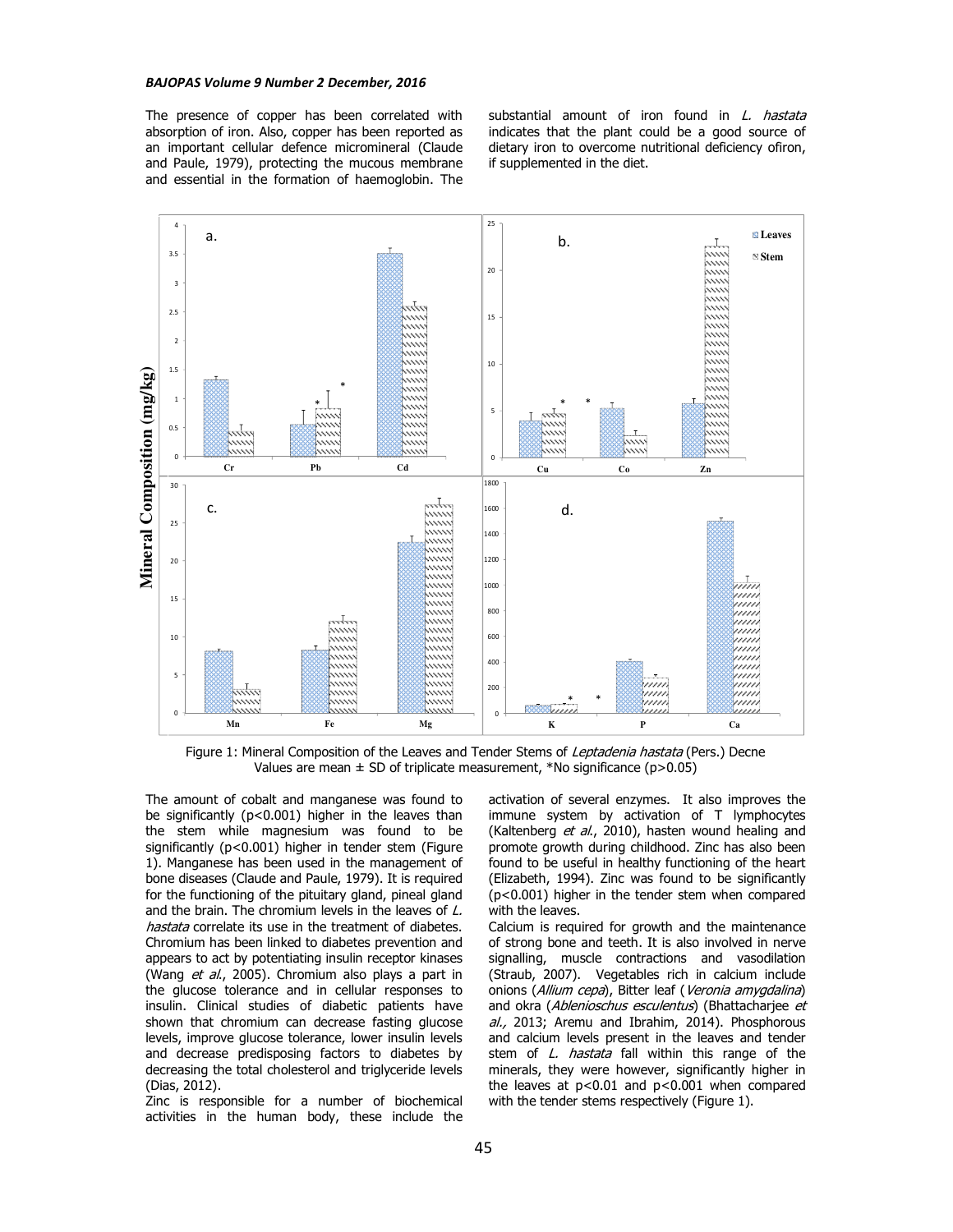The presence of copper has been correlated with absorption of iron. Also, copper has been reported as an important cellular defence micromineral (Claude and Paule, 1979), protecting the mucous membrane and essential in the formation of haemoglobin. The substantial amount of iron found in *L. hastata* indicates that the plant could be a good source of dietary iron to overcome nutritional deficiency ofiron, if supplemented in the diet.

Figure 1: Mineral Composition of the Leaves and Tender Stems of *Leptadenia hastata* (Pers.) Decne
Values are mean ± SD of triplicate measurement, *No significance ($p>0.05$)

The amount of cobalt and manganese was found to be significantly ($p<0.001$) higher in the leaves than the stem while magnesium was found to be significantly ($p<0.001$) higher in tender stem (Figure 1). Manganese has been used in the management of bone diseases (Claude and Paule, 1979). It is required for the functioning of the pituitary gland, pineal gland and the brain. The chromium levels in the leaves of *L. hastata* correlate its use in the treatment of diabetes. Chromium has been linked to diabetes prevention and appears to act by potentiating insulin receptor kinases (Wang *et al*., 2005). Chromium also plays a part in the glucose tolerance and in cellular responses to insulin. Clinical studies of diabetic patients have shown that chromium can decrease fasting glucose levels, improve glucose tolerance, lower insulin levels and decrease predisposing factors to diabetes by decreasing the total cholesterol and triglyceride levels (Dias, 2012).

Zinc is responsible for a number of biochemical activities in the human body, these include the activation of several enzymes. It also improves the immune system by activation of T lymphocytes (Kaltenberg *et al*., 2010), hasten wound healing and promote growth during childhood. Zinc has also been found to be useful in healthy functioning of the heart (Elizabeth, 1994). Zinc was found to be significantly ($p<0.001$) higher in the tender stem when compared with the leaves.

Calcium is required for growth and the maintenance of strong bone and teeth. It is also involved in nerve signalling, muscle contractions and vasodilation (Straub, 2007). Vegetables rich in calcium include onions (*Allium cepa*), Bitter leaf (*Veronia amygdalina*) and okra (*Ablenioschus esculentus*) (Bhattacharjee *et al.,* 2013; Aremu and Ibrahim, 2014). Phosphorous and calcium levels present in the leaves and tender stem of *L. hastata* fall within this range of the minerals, they were however, significantly higher in the leaves at $p<0.01$ and $p<0.001$ when compared with the tender stems respectively (Figure 1).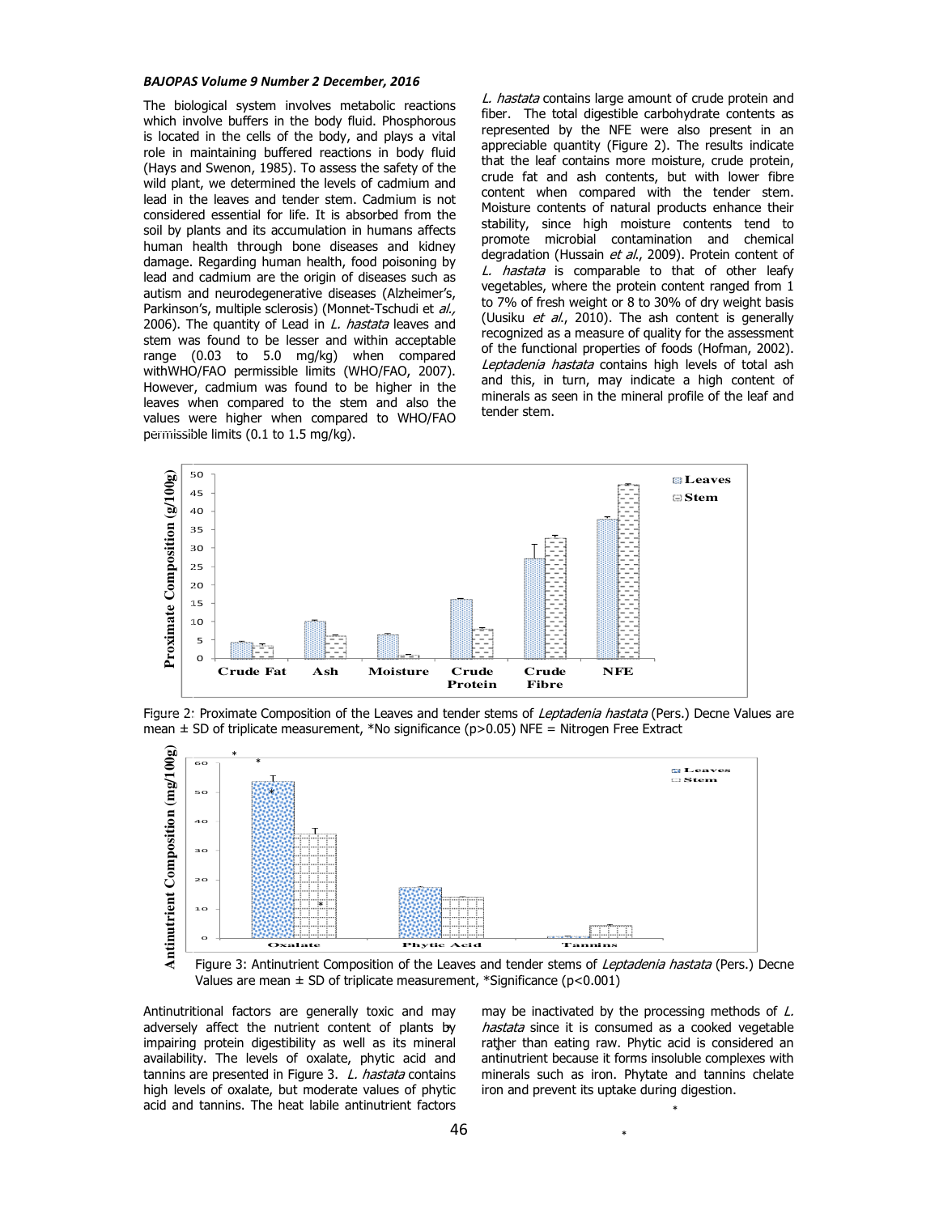The biological system involves metabolic reactions which involve buffers in the body fluid. Phosphorous is located in the cells of the body, and plays a vital role in maintaining buffered reactions in body fluid (Hays and Swenon, 1985). To assess the safety of the wild plant, we determined the levels of cadmium and lead in the leaves and tender stem. Cadmium is not considered essential for life. It is absorbed from the soil by plants and its accumulation in humans affects human health through bone diseases and kidney damage. Regarding human health, food poisoning by lead and cadmium are the origin of diseases such as autism and neurodegenerative diseases (Alzheimer's, Parkinson's, multiple sclerosis) (Monnet-Tschudi et *al.,* 2006). The quantity of Lead in *L. hastata* leaves and stem was found to be lesser and within acceptable range (0.03 to 5.0 mg/kg) when compared withWHO/FAO permissible limits (WHO/FAO, 2007). However, cadmium was found to be higher in the leaves when compared to the stem and also the values were higher when compared to WHO/FAO permissible limits (0.1 to 1.5 mg/kg).

*L. hastata* contains large amount of crude protein and fiber. The total digestible carbohydrate contents as represented by the NFE were also present in an appreciable quantity (Figure 2). The results indicate that the leaf contains more moisture, crude protein, crude fat and ash contents, but with lower fibre content when compared with the tender stem. Moisture contents of natural products enhance their stability, since high moisture contents tend to promote microbial contamination and chemical degradation (Hussain *et al.*, 2009). Protein content of *L. hastata* is comparable to that of other leafy vegetables, where the protein content ranged from 1 to 7% of fresh weight or 8 to 30% of dry weight basis (Uusiku *et al.*, 2010). The ash content is generally recognized as a measure of quality for the assessment of the functional properties of foods (Hofman, 2002). *Leptadenia hastata* contains high levels of total ash and this, in turn, may indicate a high content of minerals as seen in the mineral profile of the leaf and tender stem.

Figure 2: Proximate Composition of the Leaves and tender stems of *Leptadenia hastata* (Pers.) Decne Values are mean ± SD of triplicate measurement, *No significance ($p>0.05$) NFE = Nitrogen Free Extract

Figure 3: Antinutrient Composition of the Leaves and tender stems of *Leptadenia hastata* (Pers.) Decne Values are mean ± SD of triplicate measurement, *Significance ($p<0.001$)

Antinutritional factors are generally toxic and may adversely affect the nutrient content of plants by impairing protein digestibility as well as its mineral availability. The levels of oxalate, phytic acid and tannins are presented in Figure 3. *L. hastata* contains high levels of oxalate, but moderate values of phytic acid and tannins. The heat labile antinutrient factors may be inactivated by the processing methods of *L. hastata* since it is consumed as a cooked vegetable rather than eating raw. Phytic acid is considered an antinutrient because it forms insoluble complexes with minerals such as iron. Phytate and tannins chelate iron and prevent its uptake during digestion.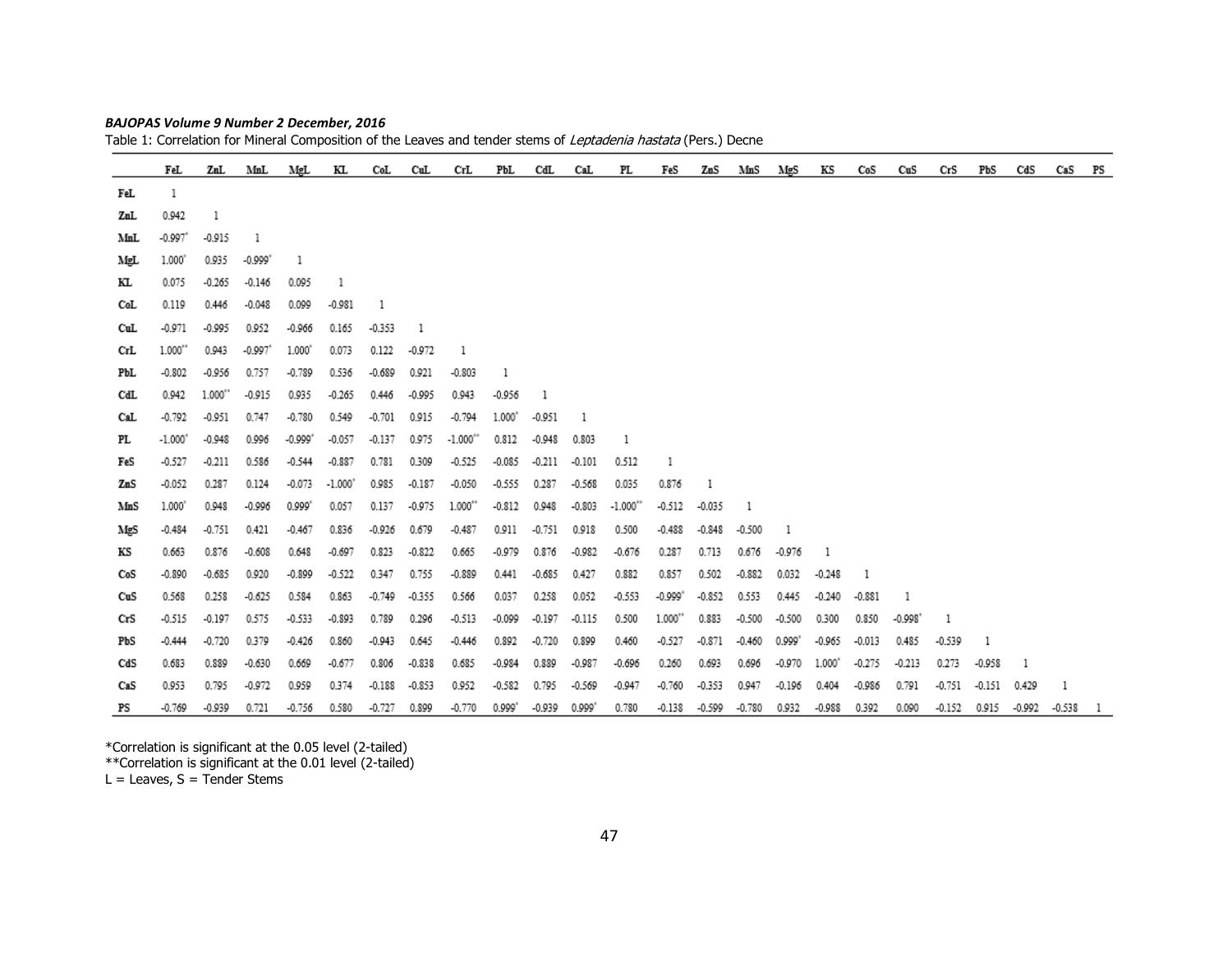Table 1: Correlation for Mineral Composition of the Leaves and tender stems of *Leptadenia hastata* (Pers.) Decne

| | FeL | ZnL | MnL | MgL | KL | CoL | CuL | CrL | PbL | CdL | CaL | PL | FeS | ZnS | MnS | MgS | KS | CoS | CuS | CrS | PbS | CdS | CaS | PS |
|---|---|---|---|---|---|---|---|---|---|---|---|---|---|---|---|---|---|---|---|---|---|---|---|---|
| FeL | 1 | | | | | | | | | | | | | | | | | | | | | | | |
| ZnL | 0.942 | 1 | | | | | | | | | | | | | | | | | | | | | | |
| MnL | -0.997* | -0.915 | 1 | | | | | | | | | | | | | | | | | | | | | |
| MgL | 1.000* | 0.935 | -0.999* | 1 | | | | | | | | | | | | | | | | | | | | |
| KL | 0.075 | -0.265 | -0.146 | 0.095 | 1 | | | | | | | | | | | | | | | | | | | |
| CoL | 0.119 | 0.446 | -0.048 | 0.099 | -0.981 | 1 | | | | | | | | | | | | | | | | | | |
| CuL | -0.971 | -0.995 | 0.952 | -0.966 | 0.165 | -0.353 | 1 | | | | | | | | | | | | | | | | | |
| CrL | 1.000** | 0.943 | -0.997* | 1.000* | 0.073 | 0.122 | -0.972 | 1 | | | | | | | | | | | | | | | | |
| PbL | -0.802 | -0.956 | 0.757 | -0.789 | 0.536 | -0.689 | 0.921 | -0.803 | 1 | | | | | | | | | | | | | | | |
| CdL | 0.942 | 1.000** | -0.915 | 0.935 | -0.265 | 0.446 | -0.995 | 0.943 | -0.956 | 1 | | | | | | | | | | | | | | |
| CaL | -0.792 | -0.951 | 0.747 | -0.780 | 0.549 | -0.701 | 0.915 | -0.794 | 1.000* | -0.951 | 1 | | | | | | | | | | | | | |
| PL | -1.000* | -0.948 | 0.996 | -0.999* | -0.057 | -0.137 | 0.975 | -1.000** | 0.812 | -0.948 | 0.803 | 1 | | | | | | | | | | | | |
| FeS | -0.527 | -0.211 | 0.586 | -0.544 | -0.887 | 0.781 | 0.309 | -0.525 | -0.085 | -0.211 | -0.101 | 0.512 | 1 | | | | | | | | | | | |
| ZnS | -0.052 | 0.287 | 0.124 | -0.073 | -1.000* | 0.985 | -0.187 | -0.050 | -0.555 | 0.287 | -0.568 | 0.035 | 0.876 | 1 | | | | | | | | | | |
| MnS | 1.000* | 0.948 | -0.996 | 0.999* | 0.057 | 0.137 | -0.975 | 1.000** | -0.812 | 0.948 | -0.803 | -1.000** | -0.512 | -0.035 | 1 | | | | | | | | | |
| MgS | -0.484 | -0.751 | 0.421 | -0.467 | 0.836 | -0.926 | 0.679 | -0.487 | 0.911 | -0.751 | 0.918 | 0.500 | -0.488 | -0.848 | -0.500 | 1 | | | | | | | | |
| KS | 0.663 | 0.876 | -0.608 | 0.648 | -0.697 | 0.823 | -0.822 | 0.665 | -0.979 | 0.876 | -0.982 | -0.676 | 0.287 | 0.713 | 0.676 | -0.976 | 1 | | | | | | | |
| CoS | -0.890 | -0.685 | 0.920 | -0.899 | -0.522 | 0.347 | 0.755 | -0.889 | 0.441 | -0.685 | 0.427 | 0.882 | 0.857 | 0.502 | -0.882 | 0.032 | -0.248 | 1 | | | | | | |
| CuS | 0.568 | 0.258 | -0.625 | 0.584 | 0.863 | -0.749 | -0.355 | 0.566 | 0.037 | 0.258 | 0.052 | -0.553 | -0.999* | -0.852 | 0.553 | 0.445 | -0.240 | -0.881 | 1 | | | | | |
| CrS | -0.515 | -0.197 | 0.575 | -0.533 | -0.893 | 0.789 | 0.296 | -0.513 | -0.099 | -0.197 | -0.115 | 0.500 | 1.000** | 0.883 | -0.500 | -0.500 | 0.300 | 0.850 | -0.998* | 1 | | | | |
| PbS | -0.444 | -0.720 | 0.379 | -0.426 | 0.860 | -0.943 | 0.645 | -0.446 | 0.892 | -0.720 | 0.899 | 0.460 | -0.527 | -0.871 | -0.460 | 0.999* | -0.965 | -0.013 | 0.485 | -0.539 | 1 | | | |
| CdS | 0.683 | 0.889 | -0.630 | 0.669 | -0.677 | 0.806 | -0.838 | 0.685 | -0.984 | 0.889 | -0.987 | -0.696 | 0.260 | 0.693 | 0.696 | -0.970 | 1.000* | -0.275 | -0.213 | 0.273 | -0.958 | 1 | | |
| CaS | 0.953 | 0.795 | -0.972 | 0.959 | 0.374 | -0.188 | -0.853 | 0.952 | -0.582 | 0.795 | -0.569 | -0.947 | -0.760 | -0.353 | 0.947 | -0.196 | 0.404 | -0.986 | 0.791 | -0.751 | -0.151 | 0.429 | 1 | |
| PS | -0.769 | -0.939 | 0.721 | -0.756 | 0.580 | -0.727 | 0.899 | -0.770 | 0.999* | -0.939 | 0.999* | 0.780 | -0.138 | -0.599 | -0.780 | 0.932 | -0.988 | 0.392 | 0.090 | -0.152 | 0.915 | -0.992 | -0.538 | 1 |

*Correlation is significant at the 0.05 level (2-tailed)
**Correlation is significant at the 0.01 level (2-tailed)
L = Leaves, S = Tender Stems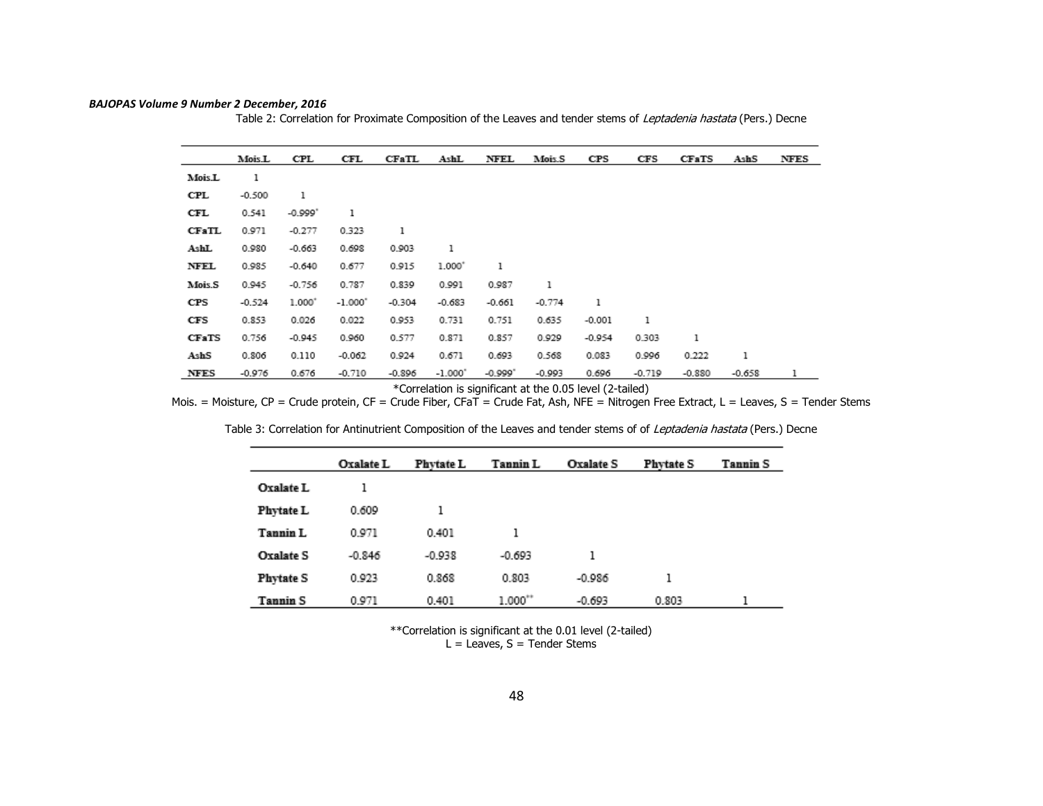Table 2: Correlation for Proximate Composition of the Leaves and tender stems of *Leptadenia hastata* (Pers.) Decne

| | Mois.L | CPL | CFL | CFaTL | AshL | NFEL | Mois.S | CPS | CFS | CFaTS | AshS | NFES |
|---|---|---|---|---|---|---|---|---|---|---|---|---|
| **Mois.L** | 1 | | | | | | | | | | | |
| **CPL** | -0.500 | 1 | | | | | | | | | | |
| **CFL** | 0.541 | -0.999* | 1 | | | | | | | | | |
| **CFaTL** | 0.971 | -0.277 | 0.323 | 1 | | | | | | | | |
| **AshL** | 0.980 | -0.663 | 0.698 | 0.903 | 1 | | | | | | | |
| **NFEL** | 0.985 | -0.640 | 0.677 | 0.915 | 1.000* | 1 | | | | | | |
| **Mois.S** | 0.945 | -0.756 | 0.787 | 0.839 | 0.991 | 0.987 | 1 | | | | | |
| **CPS** | -0.524 | 1.000* | -1.000* | -0.304 | -0.683 | -0.661 | -0.774 | 1 | | | | |
| **CFS** | 0.853 | 0.026 | 0.022 | 0.953 | 0.731 | 0.751 | 0.635 | -0.001 | 1 | | | |
| **CFaTS** | 0.756 | -0.945 | 0.960 | 0.577 | 0.871 | 0.857 | 0.929 | -0.954 | 0.303 | 1 | | |
| **AshS** | 0.806 | 0.110 | -0.062 | 0.924 | 0.671 | 0.693 | 0.568 | 0.083 | 0.996 | 0.222 | 1 | |
| **NFES** | -0.976 | 0.676 | -0.710 | -0.896 | -1.000* | -0.999* | -0.993 | 0.696 | -0.719 | -0.880 | -0.658 | 1 |

*Correlation is significant at the 0.05 level (2-tailed)

Mois. = Moisture, CP = Crude protein, CF = Crude Fiber, CFaT = Crude Fat, Ash, NFE = Nitrogen Free Extract, L = Leaves, S = Tender Stems

Table 3: Correlation for Antinutrient Composition of the Leaves and tender stems of of *Leptadenia hastata* (Pers.) Decne

| | Oxalate L | Phytate L | Tannin L | Oxalate S | Phytate S | Tannin S |
|---|---|---|---|---|---|---|
| **Oxalate L** | 1 | | | | | |
| **Phytate L** | 0.609 | 1 | | | | |
| **Tannin L** | 0.971 | 0.401 | 1 | | | |
| **Oxalate S** | -0.846 | -0.938 | -0.693 | 1 | | |
| **Phytate S** | 0.923 | 0.868 | 0.803 | -0.986 | 1 | |
| **Tannin S** | 0.971 | 0.401 | 1.000** | -0.693 | 0.803 | 1 |

**Correlation is significant at the 0.01 level (2-tailed)

L = Leaves, S = Tender Stems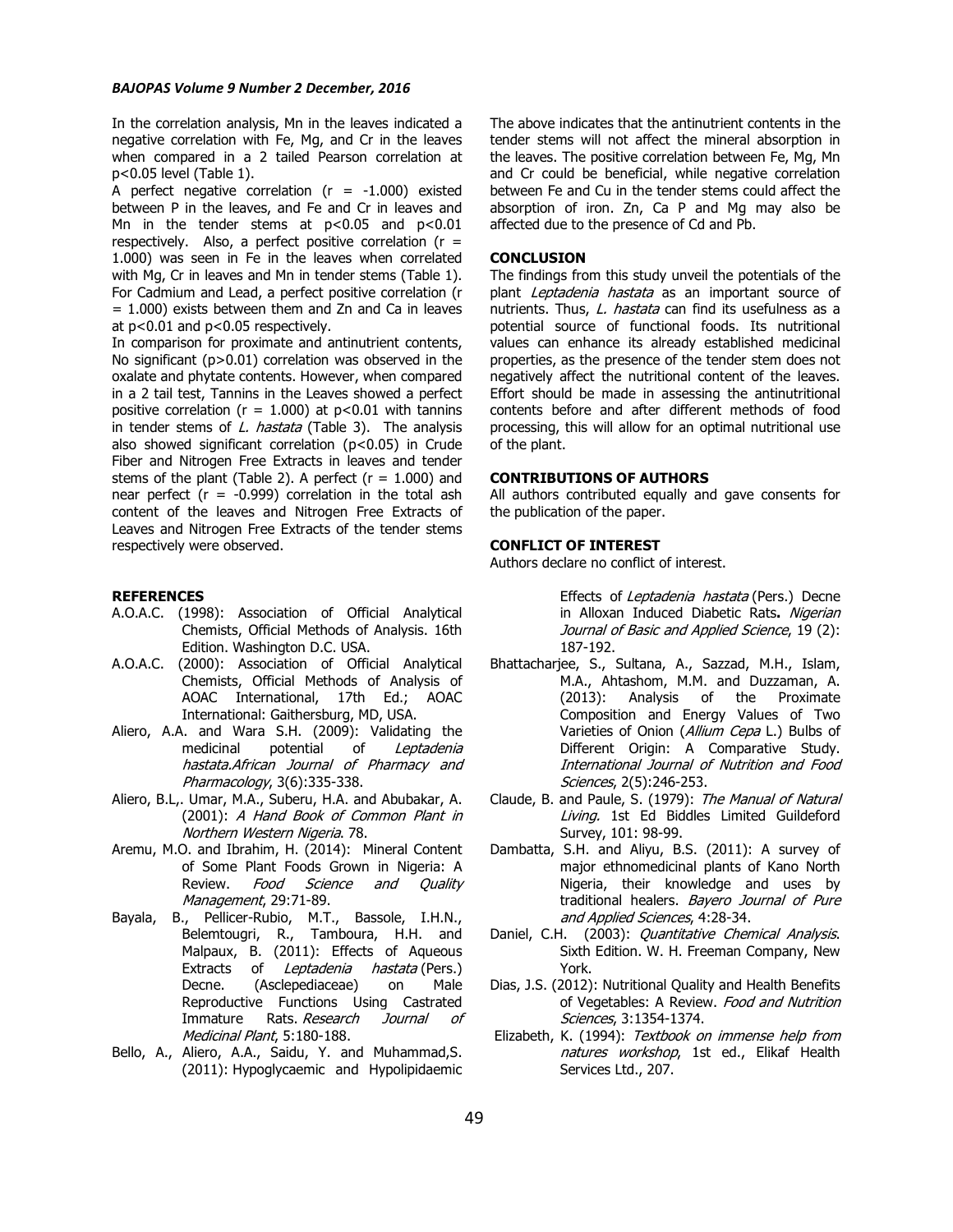In the correlation analysis, Mn in the leaves indicated a negative correlation with Fe, Mg, and Cr in the leaves when compared in a 2 tailed Pearson correlation at $p<0.05$ level (Table 1).

A perfect negative correlation ($r = -1.000$) existed between P in the leaves, and Fe and Cr in leaves and Mn in the tender stems at $p<0.05$ and $p<0.01$ respectively. Also, a perfect positive correlation ($r = 1.000$) was seen in Fe in the leaves when correlated with Mg, Cr in leaves and Mn in tender stems (Table 1). For Cadmium and Lead, a perfect positive correlation ($r = 1.000$) exists between them and Zn and Ca in leaves at $p<0.01$ and $p<0.05$ respectively.

In comparison for proximate and antinutrient contents, No significant ($p>0.01$) correlation was observed in the oxalate and phytate contents. However, when compared in a 2 tail test, Tannins in the Leaves showed a perfect positive correlation ($r = 1.000$) at $p<0.01$ with tannins in tender stems of *L. hastata* (Table 3). The analysis also showed significant correlation ($p<0.05$) in Crude Fiber and Nitrogen Free Extracts in leaves and tender stems of the plant (Table 2). A perfect ($r = 1.000$) and near perfect ($r = -0.999$) correlation in the total ash content of the leaves and Nitrogen Free Extracts of Leaves and Nitrogen Free Extracts of the tender stems respectively were observed.

The above indicates that the antinutrient contents in the tender stems will not affect the mineral absorption in the leaves. The positive correlation between Fe, Mg, Mn and Cr could be beneficial, while negative correlation between Fe and Cu in the tender stems could affect the absorption of iron. Zn, Ca P and Mg may also be affected due to the presence of Cd and Pb.

## CONCLUSION

The findings from this study unveil the potentials of the plant *Leptadenia hastata* as an important source of nutrients. Thus, *L. hastata* can find its usefulness as a potential source of functional foods. Its nutritional values can enhance its already established medicinal properties, as the presence of the tender stem does not negatively affect the nutritional content of the leaves. Effort should be made in assessing the antinutritional contents before and after different methods of food processing, this will allow for an optimal nutritional use of the plant.

## CONTRIBUTIONS OF AUTHORS

All authors contributed equally and gave consents for the publication of the paper.

## CONFLICT OF INTEREST

Authors declare no conflict of interest.

## REFERENCES

A.O.A.C. (1998): Association of Official Analytical Chemists, Official Methods of Analysis. 16th Edition. Washington D.C. USA.

A.O.A.C. (2000): Association of Official Analytical Chemists, Official Methods of Analysis of AOAC International, 17th Ed.; AOAC International: Gaithersburg, MD, USA.

Aliero, A.A. and Wara S.H. (2009): Validating the medicinal potential of *Leptadenia hastata.African Journal of Pharmacy and Pharmacology*, 3(6):335-338.

Aliero, B.L,. Umar, M.A., Suberu, H.A. and Abubakar, A. (2001): *A Hand Book of Common Plant in Northern Western Nigeria*. 78.

Aremu, M.O. and Ibrahim, H. (2014): Mineral Content of Some Plant Foods Grown in Nigeria: A Review. *Food Science and Quality Management*, 29:71-89.

Bayala, B., Pellicer-Rubio, M.T., Bassole, I.H.N., Belemtougri, R., Tamboura, H.H. and Malpaux, B. (2011): Effects of Aqueous Extracts of *Leptadenia hastata* (Pers.) Decne. (Asclepediaceae) on Male Reproductive Functions Using Castrated Immature Rats. *Research Journal of Medicinal Plant*, 5:180-188.

Bello, A., Aliero, A.A., Saidu, Y. and Muhammad,S. (2011): Hypoglycaemic and Hypolipidaemic Effects of *Leptadenia hastata* (Pers.) Decne in Alloxan Induced Diabetic Rats**.** *Nigerian Journal of Basic and Applied Science*, 19 (2): 187-192.

Bhattacharjee, S., Sultana, A., Sazzad, M.H., Islam, M.A., Ahtashom, M.M. and Duzzaman, A. (2013): Analysis of the Proximate Composition and Energy Values of Two Varieties of Onion (*Allium Cepa* L.) Bulbs of Different Origin: A Comparative Study. *International Journal of Nutrition and Food Sciences*, 2(5):246-253.

Claude, B. and Paule, S. (1979): *The Manual of Natural Living.* 1st Ed Biddles Limited Guildeford Survey, 101: 98-99.

Dambatta, S.H. and Aliyu, B.S. (2011): A survey of major ethnomedicinal plants of Kano North Nigeria, their knowledge and uses by traditional healers. *Bayero Journal of Pure and Applied Sciences*, 4:28-34.

Daniel, C.H. (2003): *Quantitative Chemical Analysis*. Sixth Edition. W. H. Freeman Company, New York.

Dias, J.S. (2012): Nutritional Quality and Health Benefits of Vegetables: A Review. *Food and Nutrition Sciences*, 3:1354-1374.

Elizabeth, K. (1994): *Textbook on immense help from natures workshop*, 1st ed., Elikaf Health Services Ltd., 207.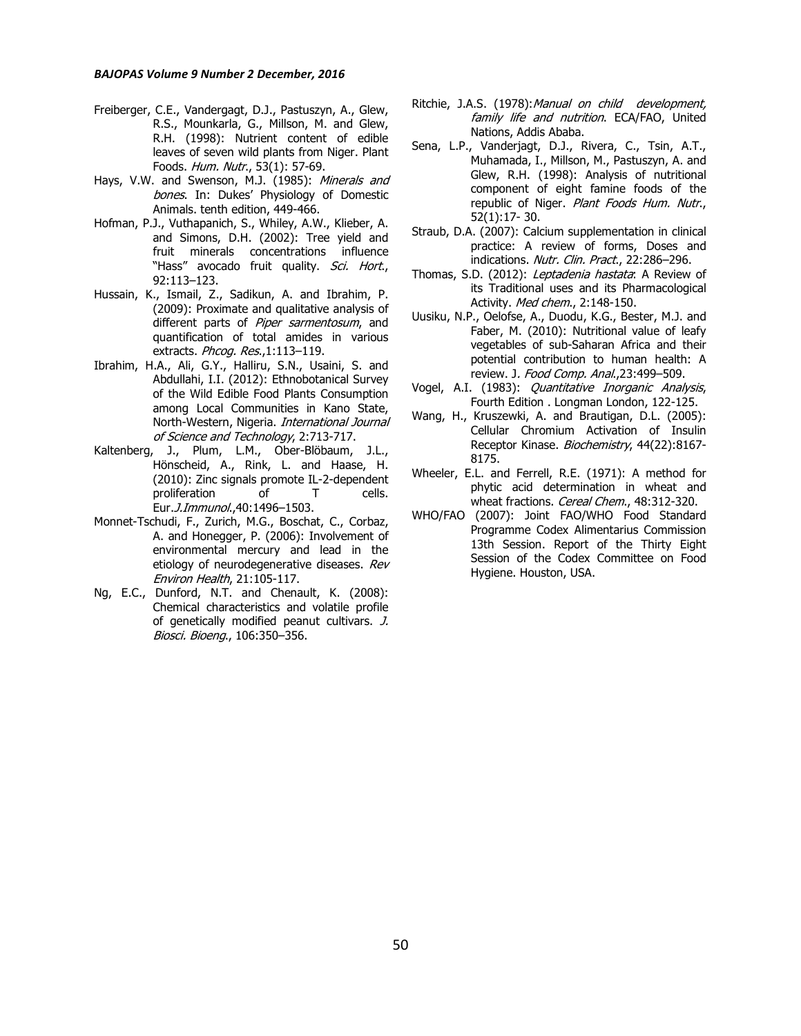Freiberger, C.E., Vandergagt, D.J., Pastuszyn, A., Glew, R.S., Mounkarla, G., Millson, M. and Glew, R.H. (1998): Nutrient content of edible leaves of seven wild plants from Niger. Plant Foods. *Hum. Nutr.*, 53(1): 57-69.

Hays, V.W. and Swenson, M.J. (1985): *Minerals and bones*. In: Dukes' Physiology of Domestic Animals. tenth edition, 449-466.

Hofman, P.J., Vuthapanich, S., Whiley, A.W., Klieber, A. and Simons, D.H. (2002): Tree yield and fruit minerals concentrations influence "Hass" avocado fruit quality. *Sci. Hort.*, 92:113–123.

Hussain, K., Ismail, Z., Sadikun, A. and Ibrahim, P. (2009): Proximate and qualitative analysis of different parts of *Piper sarmentosum*, and quantification of total amides in various extracts. *Phcog. Res.*,1:113–119.

Ibrahim, H.A., Ali, G.Y., Halliru, S.N., Usaini, S. and Abdullahi, I.I. (2012): Ethnobotanical Survey of the Wild Edible Food Plants Consumption among Local Communities in Kano State, North-Western, Nigeria. *International Journal of Science and Technology*, 2:713-717.

Kaltenberg, J., Plum, L.M., Ober-Blöbaum, J.L., Hönscheid, A., Rink, L. and Haase, H. (2010): Zinc signals promote IL-2-dependent proliferation of T cells. Eur.*J.Immunol.*,40:1496–1503.

Monnet-Tschudi, F., Zurich, M.G., Boschat, C., Corbaz, A. and Honegger, P. (2006): Involvement of environmental mercury and lead in the etiology of neurodegenerative diseases. *Rev Environ Health*, 21:105-117.

Ng, E.C., Dunford, N.T. and Chenault, K. (2008): Chemical characteristics and volatile profile of genetically modified peanut cultivars. *J. Biosci. Bioeng.*, 106:350–356.

Ritchie, J.A.S. (1978):*Manual on child development, family life and nutrition*. ECA/FAO, United Nations, Addis Ababa.

Sena, L.P., Vanderjagt, D.J., Rivera, C., Tsin, A.T., Muhamada, I., Millson, M., Pastuszyn, A. and Glew, R.H. (1998): Analysis of nutritional component of eight famine foods of the republic of Niger. *Plant Foods Hum. Nutr.*, 52(1):17- 30.

Straub, D.A. (2007): Calcium supplementation in clinical practice: A review of forms, Doses and indications. *Nutr. Clin. Pract.*, 22:286–296.

Thomas, S.D. (2012): *Leptadenia hastata*: A Review of its Traditional uses and its Pharmacological Activity. *Med chem.*, 2:148-150.

Uusiku, N.P., Oelofse, A., Duodu, K.G., Bester, M.J. and Faber, M. (2010): Nutritional value of leafy vegetables of sub-Saharan Africa and their potential contribution to human health: A review. J. *Food Comp. Anal.*,23:499–509.

Vogel, A.I. (1983): *Quantitative Inorganic Analysis*, Fourth Edition . Longman London, 122-125.

Wang, H., Kruszewki, A. and Brautigan, D.L. (2005): Cellular Chromium Activation of Insulin Receptor Kinase. *Biochemistry*, 44(22):8167-8175.

Wheeler, E.L. and Ferrell, R.E. (1971): A method for phytic acid determination in wheat and wheat fractions. *Cereal Chem.*, 48:312-320.

WHO/FAO (2007): Joint FAO/WHO Food Standard Programme Codex Alimentarius Commission 13th Session. Report of the Thirty Eight Session of the Codex Committee on Food Hygiene. Houston, USA.